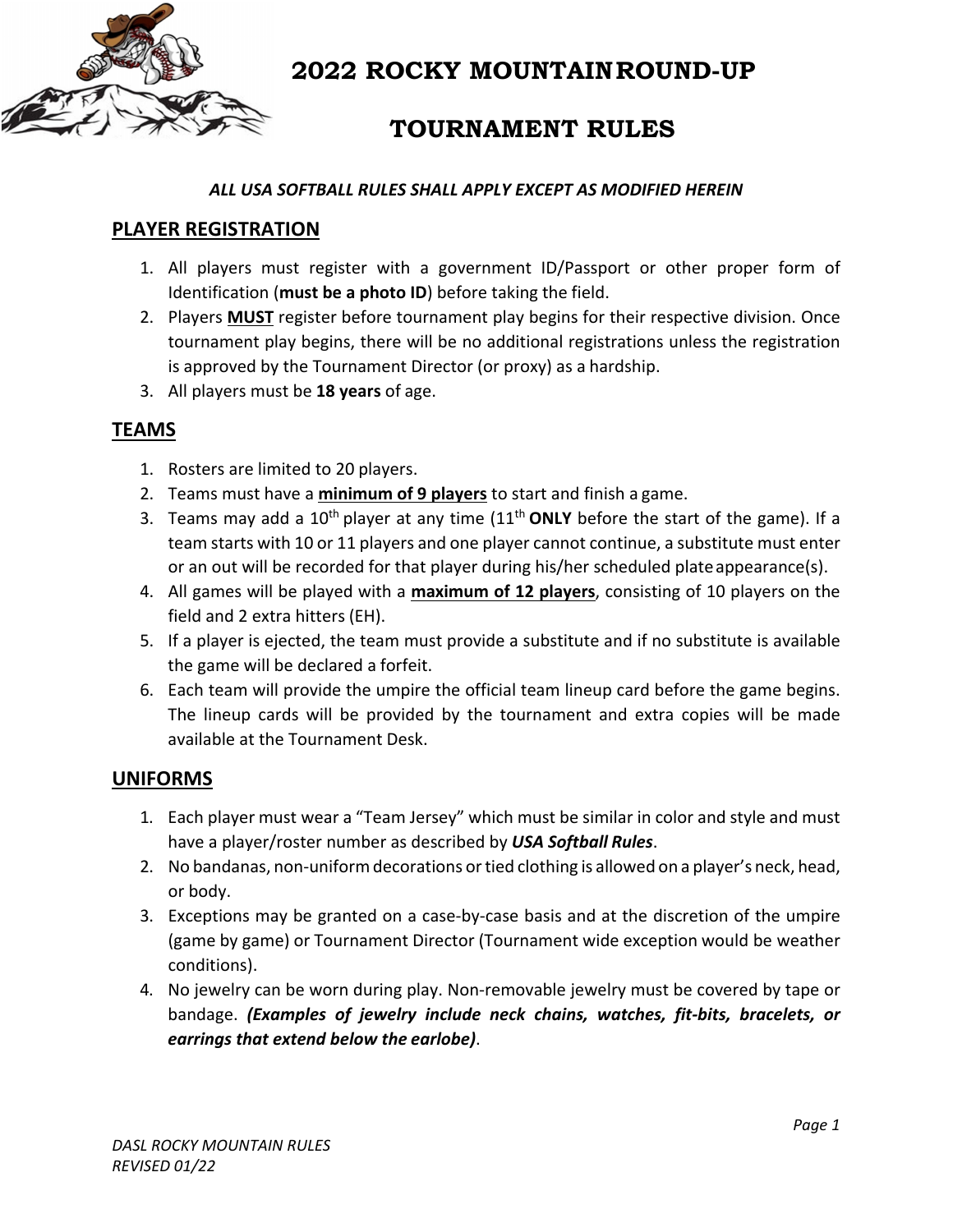# 2022 ROCKY MOUNTAIN ROUND-UP

# TOURNAMENT RULES

***ALL USA SOFTBALL RULES SHALL APPLY EXCEPT AS MODIFIED HEREIN***

## PLAYER REGISTRATION

1. All players must register with a government ID/Passport or other proper form of Identification (**must be a photo ID**) before taking the field.
2. Players **MUST** register before tournament play begins for their respective division. Once tournament play begins, there will be no additional registrations unless the registration is approved by the Tournament Director (or proxy) as a hardship.
3. All players must be **18 years** of age.

## TEAMS

1. Rosters are limited to 20 players.
2. Teams must have a **minimum of 9 players** to start and finish a game.
3. Teams may add a 10th player at any time (11th **ONLY** before the start of the game). If a team starts with 10 or 11 players and one player cannot continue, a substitute must enter or an out will be recorded for that player during his/her scheduled plate appearance(s).
4. All games will be played with a **maximum of 12 players**, consisting of 10 players on the field and 2 extra hitters (EH).
5. If a player is ejected, the team must provide a substitute and if no substitute is available the game will be declared a forfeit.
6. Each team will provide the umpire the official team lineup card before the game begins. The lineup cards will be provided by the tournament and extra copies will be made available at the Tournament Desk.

## UNIFORMS

1. Each player must wear a "Team Jersey" which must be similar in color and style and must have a player/roster number as described by ***USA Softball Rules***.
2. No bandanas, non-uniform decorations or tied clothing is allowed on a player's neck, head, or body.
3. Exceptions may be granted on a case-by-case basis and at the discretion of the umpire (game by game) or Tournament Director (Tournament wide exception would be weather conditions).
4. No jewelry can be worn during play. Non-removable jewelry must be covered by tape or bandage. ***(Examples of jewelry include neck chains, watches, fit-bits, bracelets, or earrings that extend below the earlobe)***.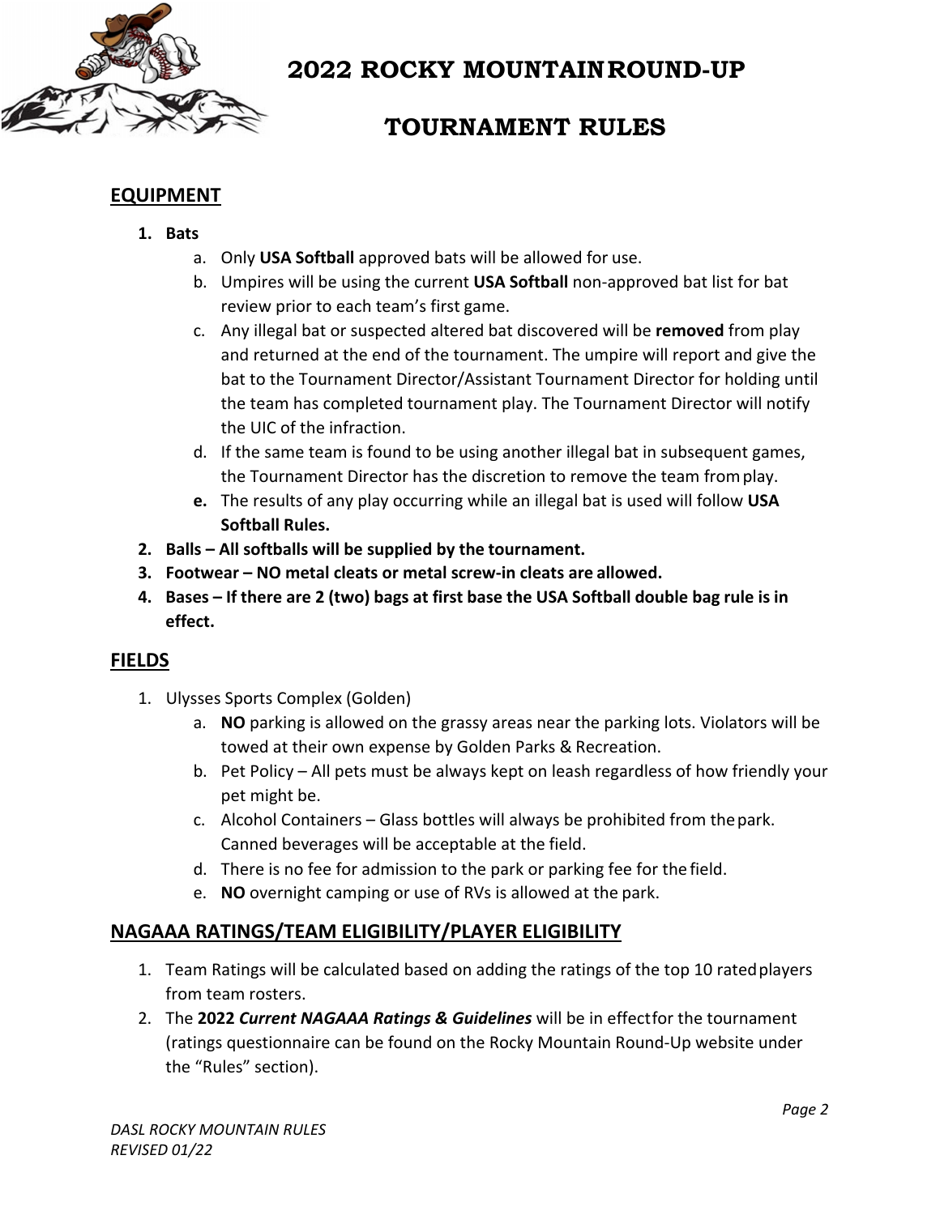# 2022 ROCKY MOUNTAIN ROUND-UP

# TOURNAMENT RULES

## EQUIPMENT

1. **Bats**
   a. Only **USA Softball** approved bats will be allowed for use.
   b. Umpires will be using the current **USA Softball** non-approved bat list for bat review prior to each team's first game.
   c. Any illegal bat or suspected altered bat discovered will be **removed** from play and returned at the end of the tournament. The umpire will report and give the bat to the Tournament Director/Assistant Tournament Director for holding until the team has completed tournament play. The Tournament Director will notify the UIC of the infraction.
   d. If the same team is found to be using another illegal bat in subsequent games, the Tournament Director has the discretion to remove the team from play.
   **e.** The results of any play occurring while an illegal bat is used will follow **USA Softball Rules.**
2. **Balls – All softballs will be supplied by the tournament.**
3. **Footwear – NO metal cleats or metal screw-in cleats are allowed.**
4. **Bases – If there are 2 (two) bags at first base the USA Softball double bag rule is in effect.**

## FIELDS

1. Ulysses Sports Complex (Golden)
   a. **NO** parking is allowed on the grassy areas near the parking lots. Violators will be towed at their own expense by Golden Parks & Recreation.
   b. Pet Policy – All pets must be always kept on leash regardless of how friendly your pet might be.
   c. Alcohol Containers – Glass bottles will always be prohibited from the park. Canned beverages will be acceptable at the field.
   d. There is no fee for admission to the park or parking fee for the field.
   e. **NO** overnight camping or use of RVs is allowed at the park.

## NAGAAA RATINGS/TEAM ELIGIBILITY/PLAYER ELIGIBILITY

1. Team Ratings will be calculated based on adding the ratings of the top 10 rated players from team rosters.
2. The **2022 *Current NAGAAA Ratings & Guidelines*** will be in effect for the tournament (ratings questionnaire can be found on the Rocky Mountain Round-Up website under the "Rules" section).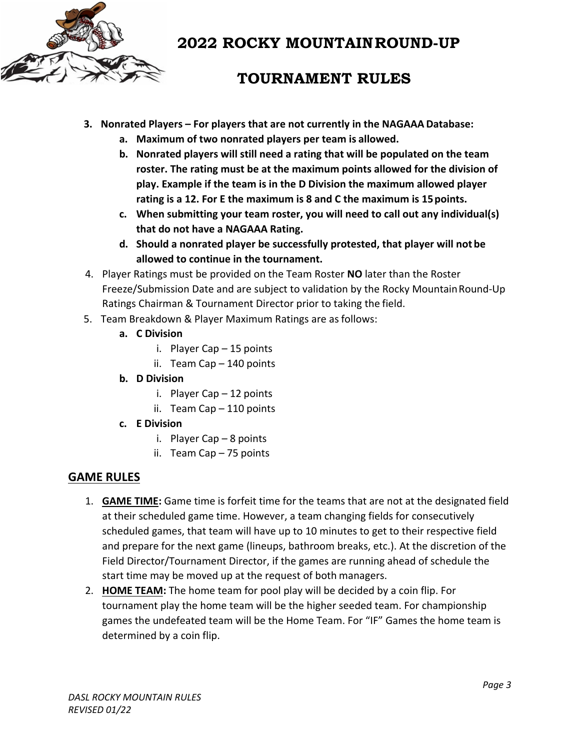3. **Nonrated Players – For players that are not currently in the NAGAAA Database:**
    a. **Maximum of two nonrated players per team is allowed.**
    b. **Nonrated players will still need a rating that will be populated on the team roster. The rating must be at the maximum points allowed for the division of play. Example if the team is in the D Division the maximum allowed player rating is a 12. For E the maximum is 8 and C the maximum is 15 points.**
    c. **When submitting your team roster, you will need to call out any individual(s) that do not have a NAGAAA Rating.**
    d. **Should a nonrated player be successfully protested, that player will not be allowed to continue in the tournament.**
4. Player Ratings must be provided on the Team Roster **NO** later than the Roster Freeze/Submission Date and are subject to validation by the Rocky Mountain Round-Up Ratings Chairman & Tournament Director prior to taking the field.
5. Team Breakdown & Player Maximum Ratings are as follows:
    a. **C Division**
        i. Player Cap – 15 points
        ii. Team Cap – 140 points
    b. **D Division**
        i. Player Cap – 12 points
        ii. Team Cap – 110 points
    c. **E Division**
        i. Player Cap – 8 points
        ii. Team Cap – 75 points

## GAME RULES

1. **GAME TIME:** Game time is forfeit time for the teams that are not at the designated field at their scheduled game time. However, a team changing fields for consecutively scheduled games, that team will have up to 10 minutes to get to their respective field and prepare for the next game (lineups, bathroom breaks, etc.). At the discretion of the Field Director/Tournament Director, if the games are running ahead of schedule the start time may be moved up at the request of both managers.
2. **HOME TEAM:** The home team for pool play will be decided by a coin flip. For tournament play the home team will be the higher seeded team. For championship games the undefeated team will be the Home Team. For "IF" Games the home team is determined by a coin flip.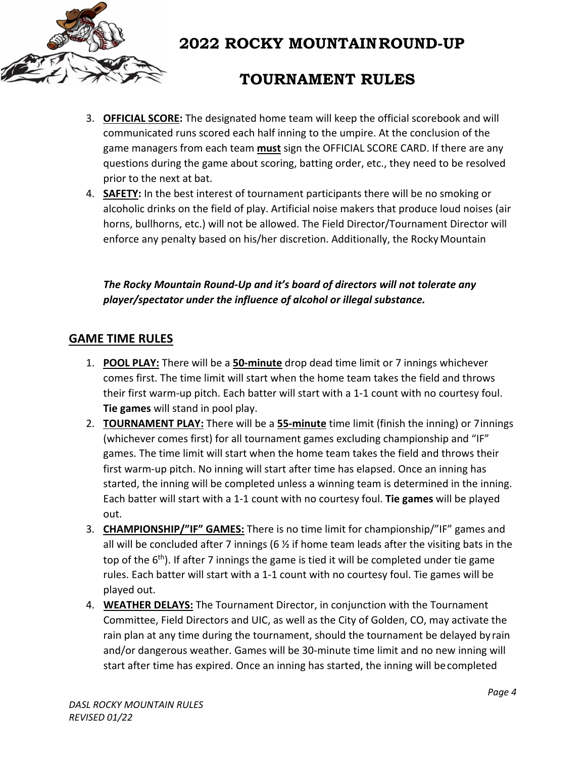3. **OFFICIAL SCORE:** The designated home team will keep the official scorebook and will communicated runs scored each half inning to the umpire. At the conclusion of the game managers from each team **must** sign the OFFICIAL SCORE CARD. If there are any questions during the game about scoring, batting order, etc., they need to be resolved prior to the next at bat.
4. **SAFETY:** In the best interest of tournament participants there will be no smoking or alcoholic drinks on the field of play. Artificial noise makers that produce loud noises (air horns, bullhorns, etc.) will not be allowed. The Field Director/Tournament Director will enforce any penalty based on his/her discretion. Additionally, the Rocky Mountain

   ***The Rocky Mountain Round-Up and it's board of directors will not tolerate any player/spectator under the influence of alcohol or illegal substance.***

## GAME TIME RULES

1. **POOL PLAY:** There will be a **50-minute** drop dead time limit or 7 innings whichever comes first. The time limit will start when the home team takes the field and throws their first warm-up pitch. Each batter will start with a 1-1 count with no courtesy foul. **Tie games** will stand in pool play.
2. **TOURNAMENT PLAY:** There will be a **55-minute** time limit (finish the inning) or 7 innings (whichever comes first) for all tournament games excluding championship and "IF" games. The time limit will start when the home team takes the field and throws their first warm-up pitch. No inning will start after time has elapsed. Once an inning has started, the inning will be completed unless a winning team is determined in the inning. Each batter will start with a 1-1 count with no courtesy foul. **Tie games** will be played out.
3. **CHAMPIONSHIP/"IF" GAMES:** There is no time limit for championship/"IF" games and all will be concluded after 7 innings (6 ½ if home team leads after the visiting bats in the top of the 6th). If after 7 innings the game is tied it will be completed under tie game rules. Each batter will start with a 1-1 count with no courtesy foul. Tie games will be played out.
4. **WEATHER DELAYS:** The Tournament Director, in conjunction with the Tournament Committee, Field Directors and UIC, as well as the City of Golden, CO, may activate the rain plan at any time during the tournament, should the tournament be delayed by rain and/or dangerous weather. Games will be 30-minute time limit and no new inning will start after time has expired. Once an inning has started, the inning will be completed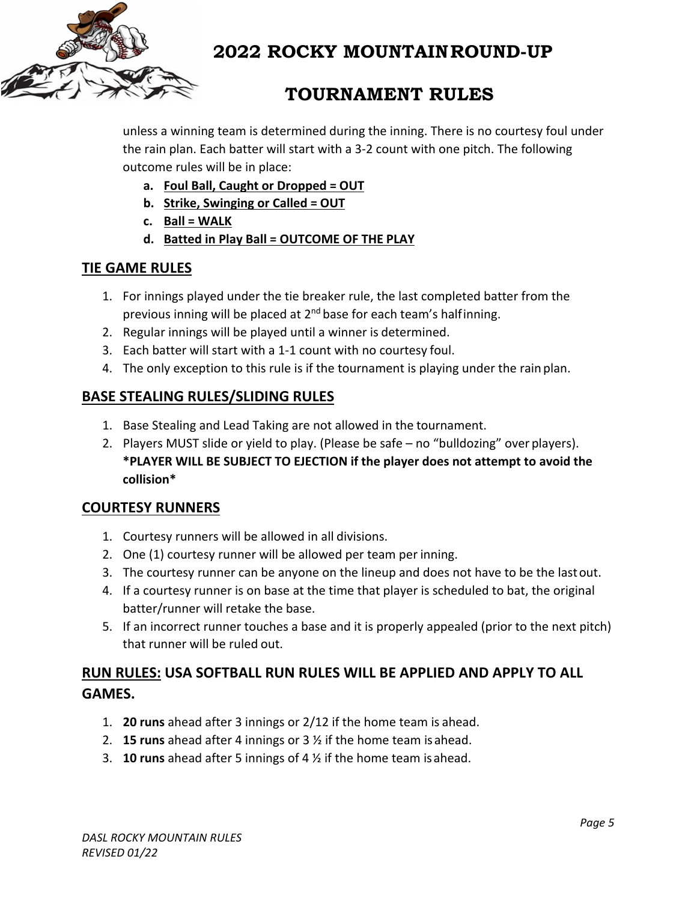unless a winning team is determined during the inning. There is no courtesy foul under the rain plan. Each batter will start with a 3-2 count with one pitch. The following outcome rules will be in place:

a. **Foul Ball, Caught or Dropped = OUT**
b. **Strike, Swinging or Called = OUT**
c. **Ball = WALK**
d. **Batted in Play Ball = OUTCOME OF THE PLAY**

## TIE GAME RULES

1. For innings played under the tie breaker rule, the last completed batter from the previous inning will be placed at 2nd base for each team's half inning.
2. Regular innings will be played until a winner is determined.
3. Each batter will start with a 1-1 count with no courtesy foul.
4. The only exception to this rule is if the tournament is playing under the rain plan.

## BASE STEALING RULES/SLIDING RULES

1. Base Stealing and Lead Taking are not allowed in the tournament.
2. Players MUST slide or yield to play. (Please be safe – no "bulldozing" over players). **\*PLAYER WILL BE SUBJECT TO EJECTION if the player does not attempt to avoid the collision\***

## COURTESY RUNNERS

1. Courtesy runners will be allowed in all divisions.
2. One (1) courtesy runner will be allowed per team per inning.
3. The courtesy runner can be anyone on the lineup and does not have to be the last out.
4. If a courtesy runner is on base at the time that player is scheduled to bat, the original batter/runner will retake the base.
5. If an incorrect runner touches a base and it is properly appealed (prior to the next pitch) that runner will be ruled out.

## RUN RULES: USA SOFTBALL RUN RULES WILL BE APPLIED AND APPLY TO ALL GAMES.

1. **20 runs** ahead after 3 innings or 2/12 if the home team is ahead.
2. **15 runs** ahead after 4 innings or 3 ½ if the home team is ahead.
3. **10 runs** ahead after 5 innings of 4 ½ if the home team is ahead.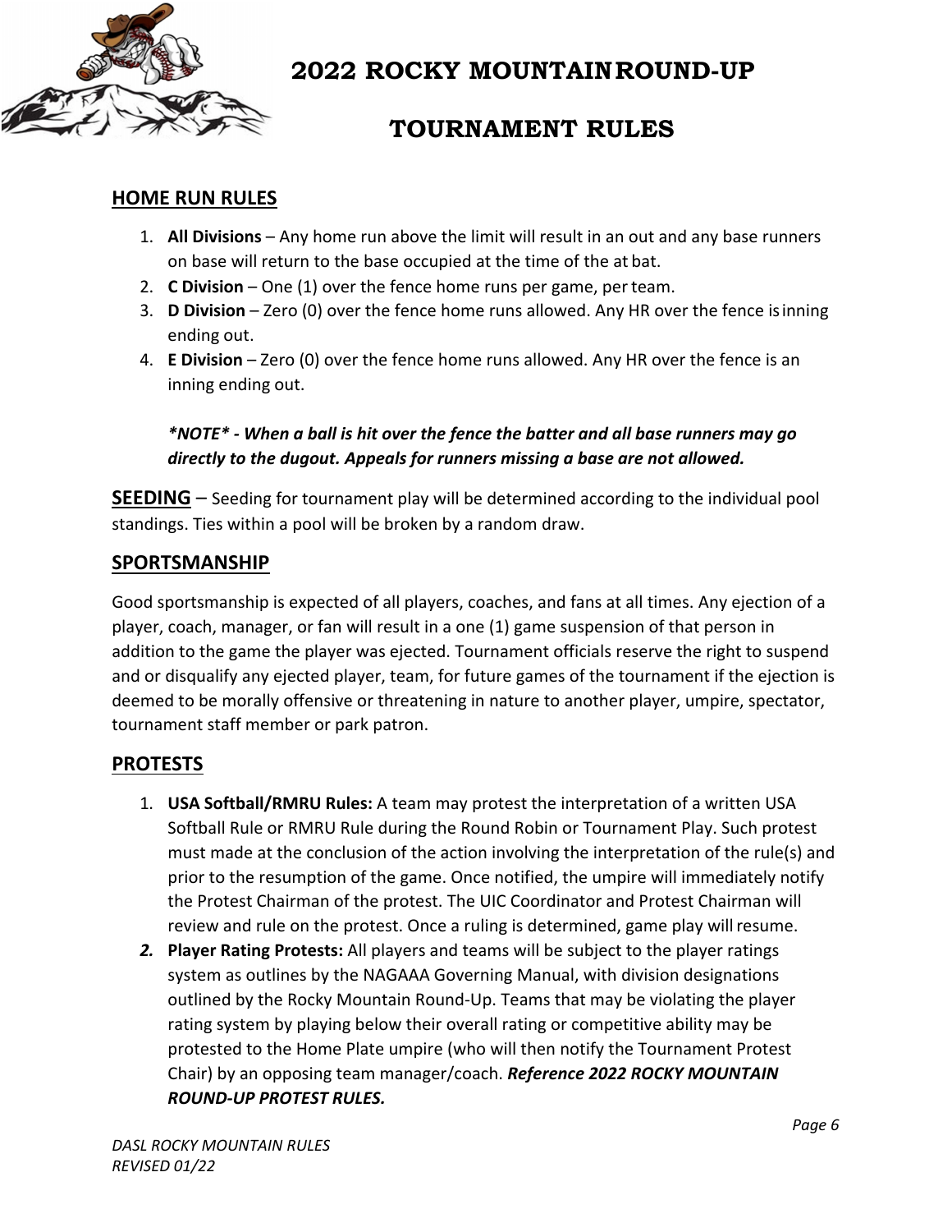# 2022 ROCKY MOUNTAIN ROUND-UP

# TOURNAMENT RULES

## HOME RUN RULES

1. **All Divisions** – Any home run above the limit will result in an out and any base runners on base will return to the base occupied at the time of the at bat.
2. **C Division** – One (1) over the fence home runs per game, per team.
3. **D Division** – Zero (0) over the fence home runs allowed. Any HR over the fence is inning ending out.
4. **E Division** – Zero (0) over the fence home runs allowed. Any HR over the fence is an inning ending out.

***NOTE* - When a ball is hit over the fence the batter and all base runners may go directly to the dugout. Appeals for runners missing a base are not allowed.***

**SEEDING** – Seeding for tournament play will be determined according to the individual pool standings. Ties within a pool will be broken by a random draw.

## SPORTSMANSHIP

Good sportsmanship is expected of all players, coaches, and fans at all times. Any ejection of a player, coach, manager, or fan will result in a one (1) game suspension of that person in addition to the game the player was ejected. Tournament officials reserve the right to suspend and or disqualify any ejected player, team, for future games of the tournament if the ejection is deemed to be morally offensive or threatening in nature to another player, umpire, spectator, tournament staff member or park patron.

## PROTESTS

1. **USA Softball/RMRU Rules:** A team may protest the interpretation of a written USA Softball Rule or RMRU Rule during the Round Robin or Tournament Play. Such protest must made at the conclusion of the action involving the interpretation of the rule(s) and prior to the resumption of the game. Once notified, the umpire will immediately notify the Protest Chairman of the protest. The UIC Coordinator and Protest Chairman will review and rule on the protest. Once a ruling is determined, game play will resume.
2. **Player Rating Protests:** All players and teams will be subject to the player ratings system as outlines by the NAGAAA Governing Manual, with division designations outlined by the Rocky Mountain Round-Up. Teams that may be violating the player rating system by playing below their overall rating or competitive ability may be protested to the Home Plate umpire (who will then notify the Tournament Protest Chair) by an opposing team manager/coach. ***Reference 2022 ROCKY MOUNTAIN ROUND-UP PROTEST RULES.***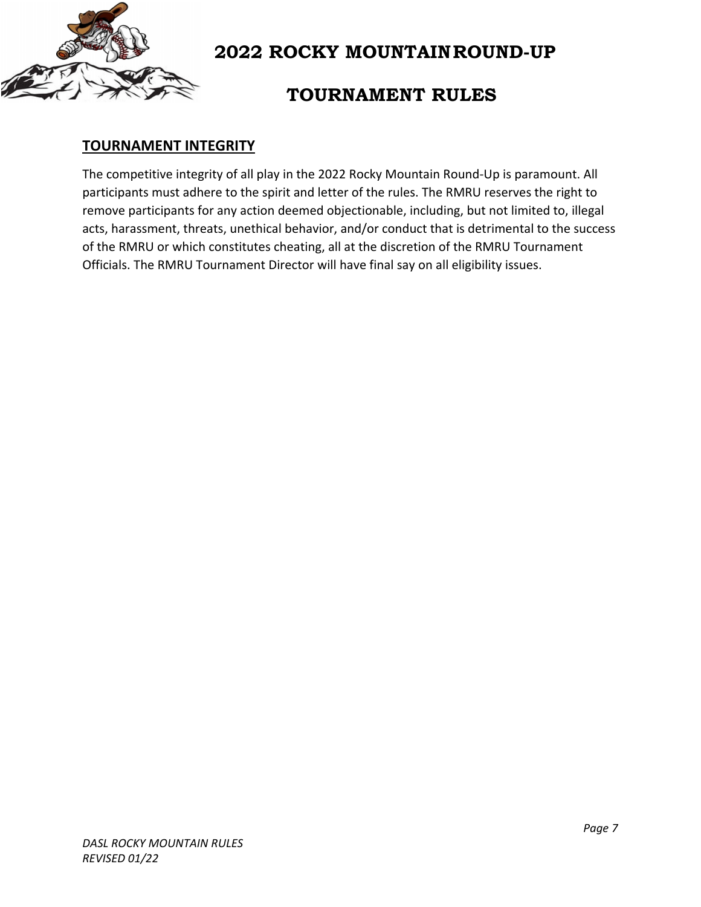## TOURNAMENT INTEGRITY

The competitive integrity of all play in the 2022 Rocky Mountain Round-Up is paramount. All participants must adhere to the spirit and letter of the rules. The RMRU reserves the right to remove participants for any action deemed objectionable, including, but not limited to, illegal acts, harassment, threats, unethical behavior, and/or conduct that is detrimental to the success of the RMRU or which constitutes cheating, all at the discretion of the RMRU Tournament Officials. The RMRU Tournament Director will have final say on all eligibility issues.